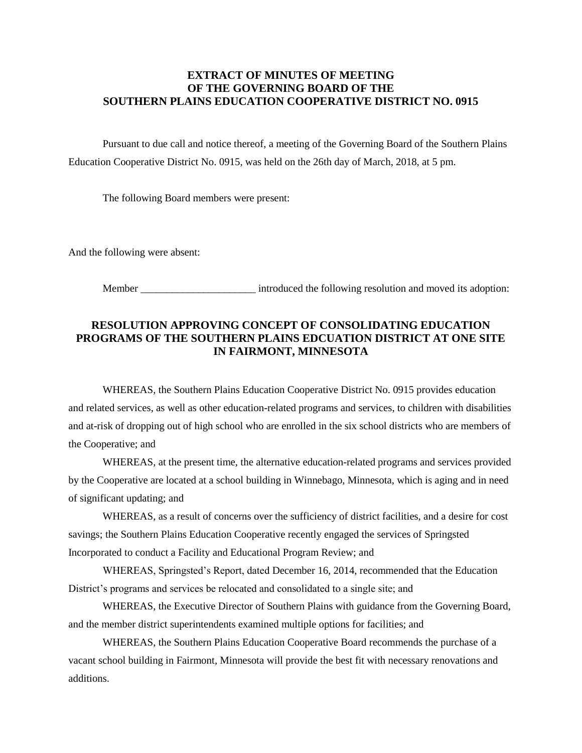**EXTRACT OF MINUTES OF MEETING**
**OF THE GOVERNING BOARD OF THE**
**SOUTHERN PLAINS EDUCATION COOPERATIVE DISTRICT NO. 0915**

Pursuant to due call and notice thereof, a meeting of the Governing Board of the Southern Plains Education Cooperative District No. 0915, was held on the 26th day of March, 2018, at 5 pm.

The following Board members were present:

And the following were absent:

Member ______________________ introduced the following resolution and moved its adoption:

**RESOLUTION APPROVING CONCEPT OF CONSOLIDATING EDUCATION PROGRAMS OF THE SOUTHERN PLAINS EDCUATION DISTRICT AT ONE SITE IN FAIRMONT, MINNESOTA**

WHEREAS, the Southern Plains Education Cooperative District No. 0915 provides education and related services, as well as other education-related programs and services, to children with disabilities and at-risk of dropping out of high school who are enrolled in the six school districts who are members of the Cooperative; and

WHEREAS, at the present time, the alternative education-related programs and services provided by the Cooperative are located at a school building in Winnebago, Minnesota, which is aging and in need of significant updating; and

WHEREAS, as a result of concerns over the sufficiency of district facilities, and a desire for cost savings; the Southern Plains Education Cooperative recently engaged the services of Springsted Incorporated to conduct a Facility and Educational Program Review; and

WHEREAS, Springsted's Report, dated December 16, 2014, recommended that the Education District's programs and services be relocated and consolidated to a single site; and

WHEREAS, the Executive Director of Southern Plains with guidance from the Governing Board, and the member district superintendents examined multiple options for facilities; and

WHEREAS, the Southern Plains Education Cooperative Board recommends the purchase of a vacant school building in Fairmont, Minnesota will provide the best fit with necessary renovations and additions.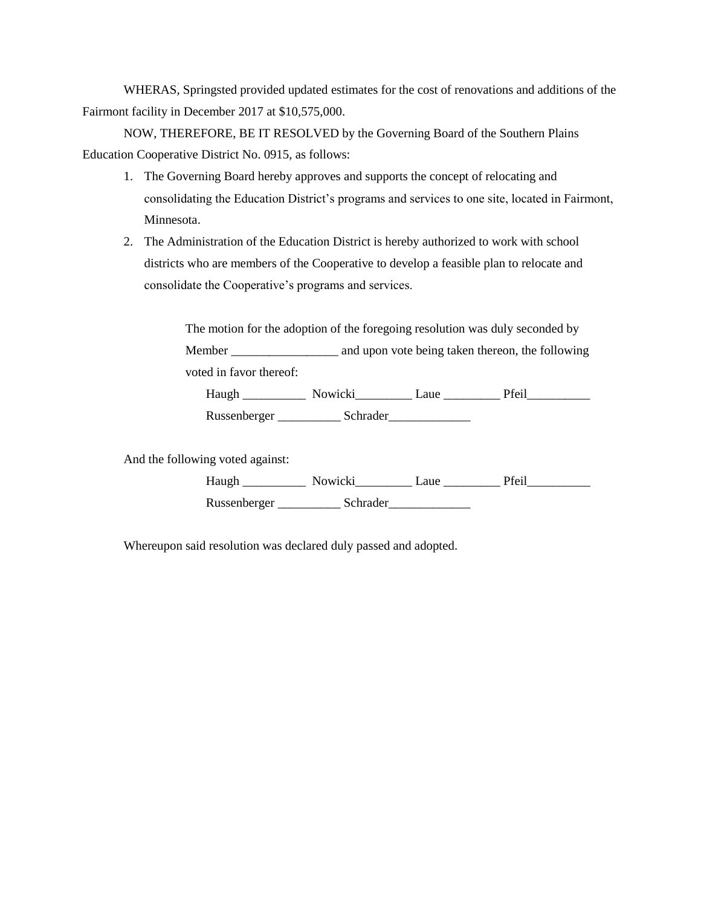WHERAS, Springsted provided updated estimates for the cost of renovations and additions of the Fairmont facility in December 2017 at $10,575,000.

NOW, THEREFORE, BE IT RESOLVED by the Governing Board of the Southern Plains Education Cooperative District No. 0915, as follows:

1. The Governing Board hereby approves and supports the concept of relocating and consolidating the Education District's programs and services to one site, located in Fairmont, Minnesota.
2. The Administration of the Education District is hereby authorized to work with school districts who are members of the Cooperative to develop a feasible plan to relocate and consolidate the Cooperative's programs and services.

The motion for the adoption of the foregoing resolution was duly seconded by Member _________________ and upon vote being taken thereon, the following voted in favor thereof:

Haugh __________ Nowicki_________ Laue _________ Pfeil__________

Russenberger __________ Schrader_____________

And the following voted against:

Haugh __________ Nowicki_________ Laue _________ Pfeil__________

Russenberger __________ Schrader_____________

Whereupon said resolution was declared duly passed and adopted.